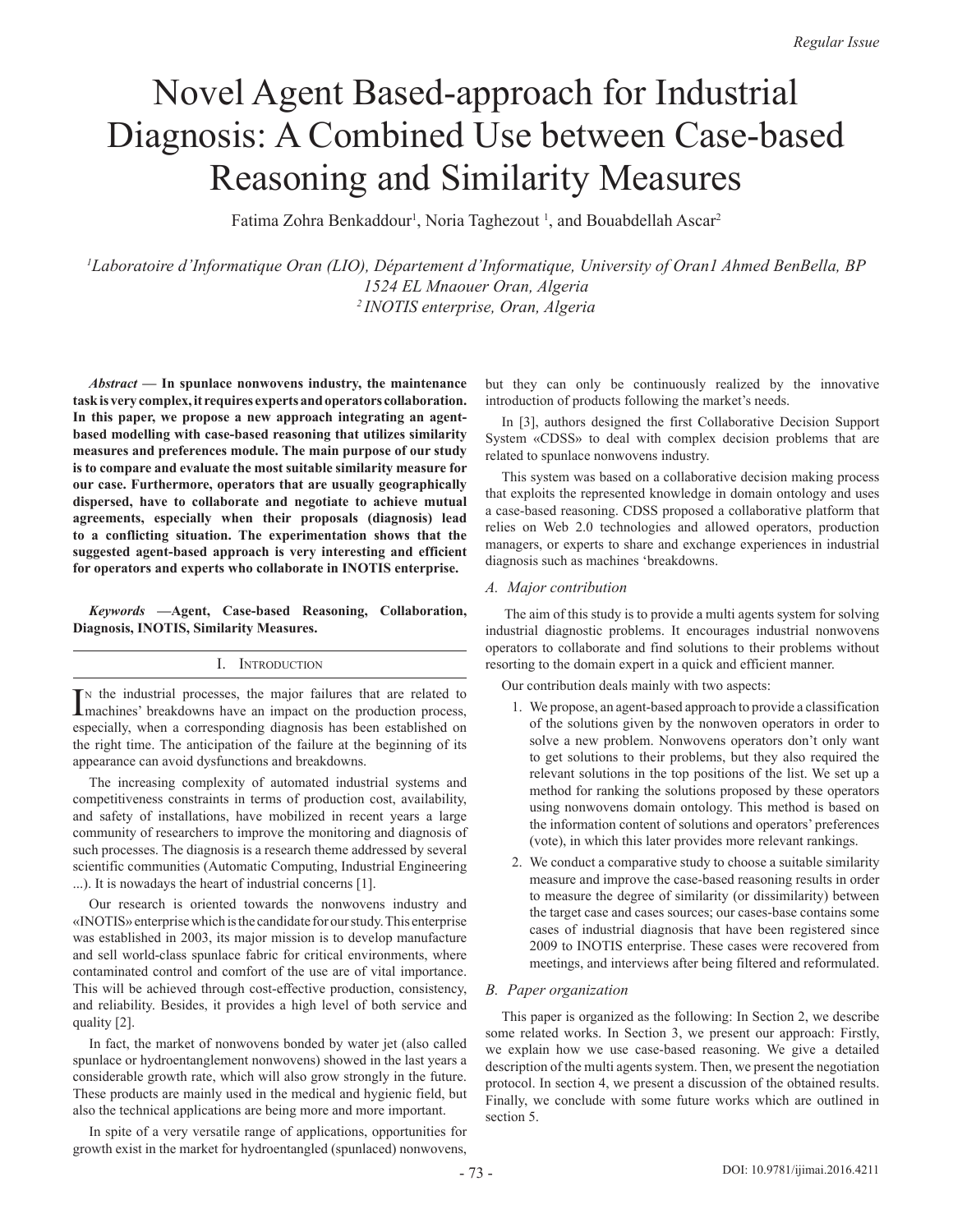# Novel Agent Based-approach for Industrial Diagnosis: A Combined Use between Case-based Reasoning and Similarity Measures

Fatima Zohra Benkaddour[1], Noria Taghezout [1], and Bouabdellah Ascar[2]

*[1]Laboratoire d'Informatique Oran (LIO), Département d'Informatique, University of Oran1 Ahmed BenBella, BP 1524 EL Mnaouer Oran, Algeria*
*[2] INOTIS enterprise, Oran, Algeria*

***Abstract* — In spunlace nonwovens industry, the maintenance task is very complex, it requires experts and operators collaboration. In this paper, we propose a new approach integrating an agent-based modelling with case-based reasoning that utilizes similarity measures and preferences module. The main purpose of our study is to compare and evaluate the most suitable similarity measure for our case. Furthermore, operators that are usually geographically dispersed, have to collaborate and negotiate to achieve mutual agreements, especially when their proposals (diagnosis) lead to a conflicting situation. The experimentation shows that the suggested agent-based approach is very interesting and efficient for operators and experts who collaborate in INOTIS enterprise.**

***Keywords* —Agent, Case-based Reasoning, Collaboration, Diagnosis, INOTIS, Similarity Measures.**

## I. Introduction

In the industrial processes, the major failures that are related to machines' breakdowns have an impact on the production process, especially, when a corresponding diagnosis has been established on the right time. The anticipation of the failure at the beginning of its appearance can avoid dysfunctions and breakdowns.

The increasing complexity of automated industrial systems and competitiveness constraints in terms of production cost, availability, and safety of installations, have mobilized in recent years a large community of researchers to improve the monitoring and diagnosis of such processes. The diagnosis is a research theme addressed by several scientific communities (Automatic Computing, Industrial Engineering ...). It is nowadays the heart of industrial concerns [1].

Our research is oriented towards the nonwovens industry and «INOTIS» enterprise which is the candidate for our study. This enterprise was established in 2003, its major mission is to develop manufacture and sell world-class spunlace fabric for critical environments, where contaminated control and comfort of the use are of vital importance. This will be achieved through cost-effective production, consistency, and reliability. Besides, it provides a high level of both service and quality [2].

In fact, the market of nonwovens bonded by water jet (also called spunlace or hydroentanglement nonwovens) showed in the last years a considerable growth rate, which will also grow strongly in the future. These products are mainly used in the medical and hygienic field, but also the technical applications are being more and more important.

In spite of a very versatile range of applications, opportunities for growth exist in the market for hydroentangled (spunlaced) nonwovens, but they can only be continuously realized by the innovative introduction of products following the market's needs.

In [3], authors designed the first Collaborative Decision Support System «CDSS» to deal with complex decision problems that are related to spunlace nonwovens industry.

This system was based on a collaborative decision making process that exploits the represented knowledge in domain ontology and uses a case-based reasoning. CDSS proposed a collaborative platform that relies on Web 2.0 technologies and allowed operators, production managers, or experts to share and exchange experiences in industrial diagnosis such as machines 'breakdowns.

### *A. Major contribution*

The aim of this study is to provide a multi agents system for solving industrial diagnostic problems. It encourages industrial nonwovens operators to collaborate and find solutions to their problems without resorting to the domain expert in a quick and efficient manner.

Our contribution deals mainly with two aspects:

1. We propose, an agent-based approach to provide a classification of the solutions given by the nonwoven operators in order to solve a new problem. Nonwovens operators don't only want to get solutions to their problems, but they also required the relevant solutions in the top positions of the list. We set up a method for ranking the solutions proposed by these operators using nonwovens domain ontology. This method is based on the information content of solutions and operators' preferences (vote), in which this later provides more relevant rankings.
2. We conduct a comparative study to choose a suitable similarity measure and improve the case-based reasoning results in order to measure the degree of similarity (or dissimilarity) between the target case and cases sources; our cases-base contains some cases of industrial diagnosis that have been registered since 2009 to INOTIS enterprise. These cases were recovered from meetings, and interviews after being filtered and reformulated.

### *B. Paper organization*

This paper is organized as the following: In Section 2, we describe some related works. In Section 3, we present our approach: Firstly, we explain how we use case-based reasoning. We give a detailed description of the multi agents system. Then, we present the negotiation protocol. In section 4, we present a discussion of the obtained results. Finally, we conclude with some future works which are outlined in section 5.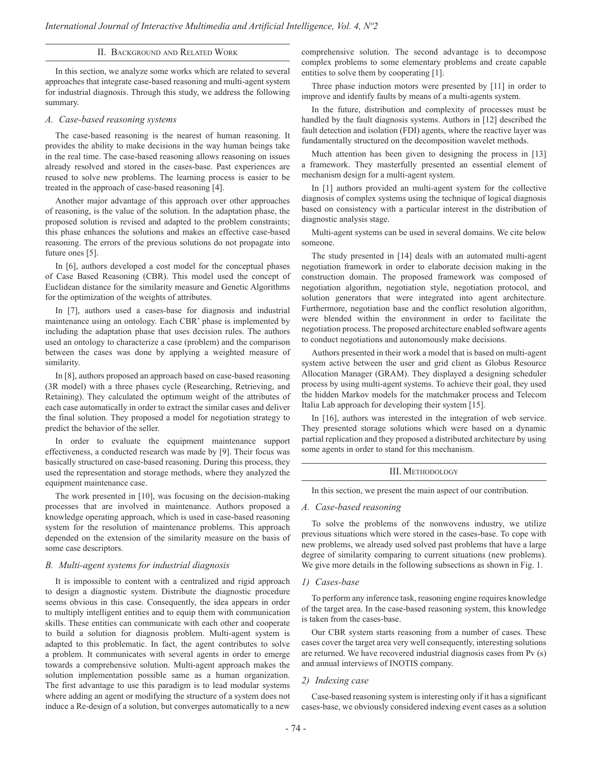## II. Background and Related Work

In this section, we analyze some works which are related to several approaches that integrate case-based reasoning and multi-agent system for industrial diagnosis. Through this study, we address the following summary.

### *A. Case-based reasoning systems*

The case-based reasoning is the nearest of human reasoning. It provides the ability to make decisions in the way human beings take in the real time. The case-based reasoning allows reasoning on issues already resolved and stored in the cases-base. Past experiences are reused to solve new problems. The learning process is easier to be treated in the approach of case-based reasoning [4].

Another major advantage of this approach over other approaches of reasoning, is the value of the solution. In the adaptation phase, the proposed solution is revised and adapted to the problem constraints; this phase enhances the solutions and makes an effective case-based reasoning. The errors of the previous solutions do not propagate into future ones [5].

In [6], authors developed a cost model for the conceptual phases of Case Based Reasoning (CBR). This model used the concept of Euclidean distance for the similarity measure and Genetic Algorithms for the optimization of the weights of attributes.

In [7], authors used a cases-base for diagnosis and industrial maintenance using an ontology. Each CBR' phase is implemented by including the adaptation phase that uses decision rules. The authors used an ontology to characterize a case (problem) and the comparison between the cases was done by applying a weighted measure of similarity.

In [8], authors proposed an approach based on case-based reasoning (3R model) with a three phases cycle (Researching, Retrieving, and Retaining). They calculated the optimum weight of the attributes of each case automatically in order to extract the similar cases and deliver the final solution. They proposed a model for negotiation strategy to predict the behavior of the seller.

In order to evaluate the equipment maintenance support effectiveness, a conducted research was made by [9]. Their focus was basically structured on case-based reasoning. During this process, they used the representation and storage methods, where they analyzed the equipment maintenance case.

The work presented in [10], was focusing on the decision-making processes that are involved in maintenance. Authors proposed a knowledge operating approach, which is used in case-based reasoning system for the resolution of maintenance problems. This approach depended on the extension of the similarity measure on the basis of some case descriptors.

### *B. Multi-agent systems for industrial diagnosis*

It is impossible to content with a centralized and rigid approach to design a diagnostic system. Distribute the diagnostic procedure seems obvious in this case. Consequently, the idea appears in order to multiply intelligent entities and to equip them with communication skills. These entities can communicate with each other and cooperate to build a solution for diagnosis problem. Multi-agent system is adapted to this problematic. In fact, the agent contributes to solve a problem. It communicates with several agents in order to emerge towards a comprehensive solution. Multi-agent approach makes the solution implementation possible same as a human organization. The first advantage to use this paradigm is to lead modular systems where adding an agent or modifying the structure of a system does not induce a Re-design of a solution, but converges automatically to a new comprehensive solution. The second advantage is to decompose complex problems to some elementary problems and create capable entities to solve them by cooperating [1].

Three phase induction motors were presented by [11] in order to improve and identify faults by means of a multi-agents system.

In the future, distribution and complexity of processes must be handled by the fault diagnosis systems. Authors in [12] described the fault detection and isolation (FDI) agents, where the reactive layer was fundamentally structured on the decomposition wavelet methods.

Much attention has been given to designing the process in [13] a framework. They masterfully presented an essential element of mechanism design for a multi-agent system.

In [1] authors provided an multi-agent system for the collective diagnosis of complex systems using the technique of logical diagnosis based on consistency with a particular interest in the distribution of diagnostic analysis stage.

Multi-agent systems can be used in several domains. We cite below someone.

The study presented in [14] deals with an automated multi-agent negotiation framework in order to elaborate decision making in the construction domain. The proposed framework was composed of negotiation algorithm, negotiation style, negotiation protocol, and solution generators that were integrated into agent architecture. Furthermore, negotiation base and the conflict resolution algorithm, were blended within the environment in order to facilitate the negotiation process. The proposed architecture enabled software agents to conduct negotiations and autonomously make decisions.

Authors presented in their work a model that is based on multi-agent system active between the user and grid client as Globus Resource Allocation Manager (GRAM). They displayed a designing scheduler process by using multi-agent systems. To achieve their goal, they used the hidden Markov models for the matchmaker process and Telecom Italia Lab approach for developing their system [15].

In [16], authors was interested in the integration of web service. They presented storage solutions which were based on a dynamic partial replication and they proposed a distributed architecture by using some agents in order to stand for this mechanism.

## III. Methodology

In this section, we present the main aspect of our contribution.

### *A. Case-based reasoning*

To solve the problems of the nonwovens industry, we utilize previous situations which were stored in the cases-base. To cope with new problems, we already used solved past problems that have a large degree of similarity comparing to current situations (new problems). We give more details in the following subsections as shown in Fig. 1.

#### *1) Cases-base*

To perform any inference task, reasoning engine requires knowledge of the target area. In the case-based reasoning system, this knowledge is taken from the cases-base.

Our CBR system starts reasoning from a number of cases. These cases cover the target area very well consequently, interesting solutions are returned. We have recovered industrial diagnosis cases from Pv (s) and annual interviews of INOTIS company.

#### *2) Indexing case*

Case-based reasoning system is interesting only if it has a significant cases-base, we obviously considered indexing event cases as a solution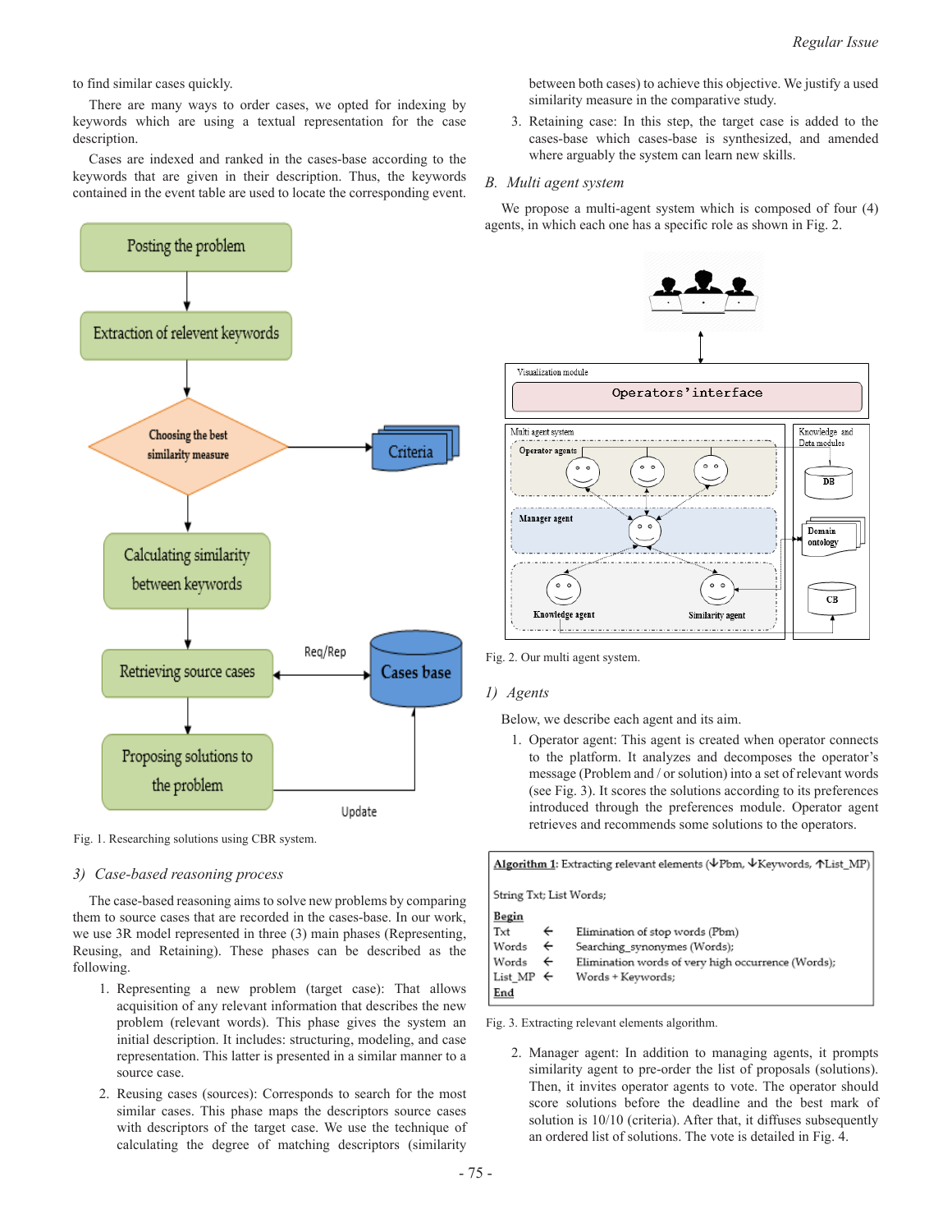to find similar cases quickly.

There are many ways to order cases, we opted for indexing by keywords which are using a textual representation for the case description.

Cases are indexed and ranked in the cases-base according to the keywords that are given in their description. Thus, the keywords contained in the event table are used to locate the corresponding event.

Fig. 1. Researching solutions using CBR system.

### 3) Case-based reasoning process

The case-based reasoning aims to solve new problems by comparing them to source cases that are recorded in the cases-base. In our work, we use 3R model represented in three (3) main phases (Representing, Reusing, and Retaining). These phases can be described as the following.

1. Representing a new problem (target case): That allows acquisition of any relevant information that describes the new problem (relevant words). This phase gives the system an initial description. It includes: structuring, modeling, and case representation. This latter is presented in a similar manner to a source case.
2. Reusing cases (sources): Corresponds to search for the most similar cases. This phase maps the descriptors source cases with descriptors of the target case. We use the technique of calculating the degree of matching descriptors (similarity between both cases) to achieve this objective. We justify a used similarity measure in the comparative study.
3. Retaining case: In this step, the target case is added to the cases-base which cases-base is synthesized, and amended where arguably the system can learn new skills.

## B. Multi agent system

We propose a multi-agent system which is composed of four (4) agents, in which each one has a specific role as shown in Fig. 2.

Fig. 2. Our multi agent system.

### 1) Agents

Below, we describe each agent and its aim.

1. Operator agent: This agent is created when operator connects to the platform. It analyzes and decomposes the operator's message (Problem and / or solution) into a set of relevant words (see Fig. 3). It scores the solutions according to its preferences introduced through the preferences module. Operator agent retrieves and recommends some solutions to the operators.

```
Algorithm 1: Extracting relevant elements (↓Pbm, ↓Keywords, ↑List_MP)

String Txt; List Words;
Begin
Txt      ←   Elimination of stop words (Pbm)
Words    ←   Searching_synonymes (Words);
Words    ←   Elimination words of very high occurrence (Words);
List_MP  ←   Words + Keywords;
End
```

Fig. 3. Extracting relevant elements algorithm.

2. Manager agent: In addition to managing agents, it prompts similarity agent to pre-order the list of proposals (solutions). Then, it invites operator agents to vote. The operator should score solutions before the deadline and the best mark of solution is 10/10 (criteria). After that, it diffuses subsequently an ordered list of solutions. The vote is detailed in Fig. 4.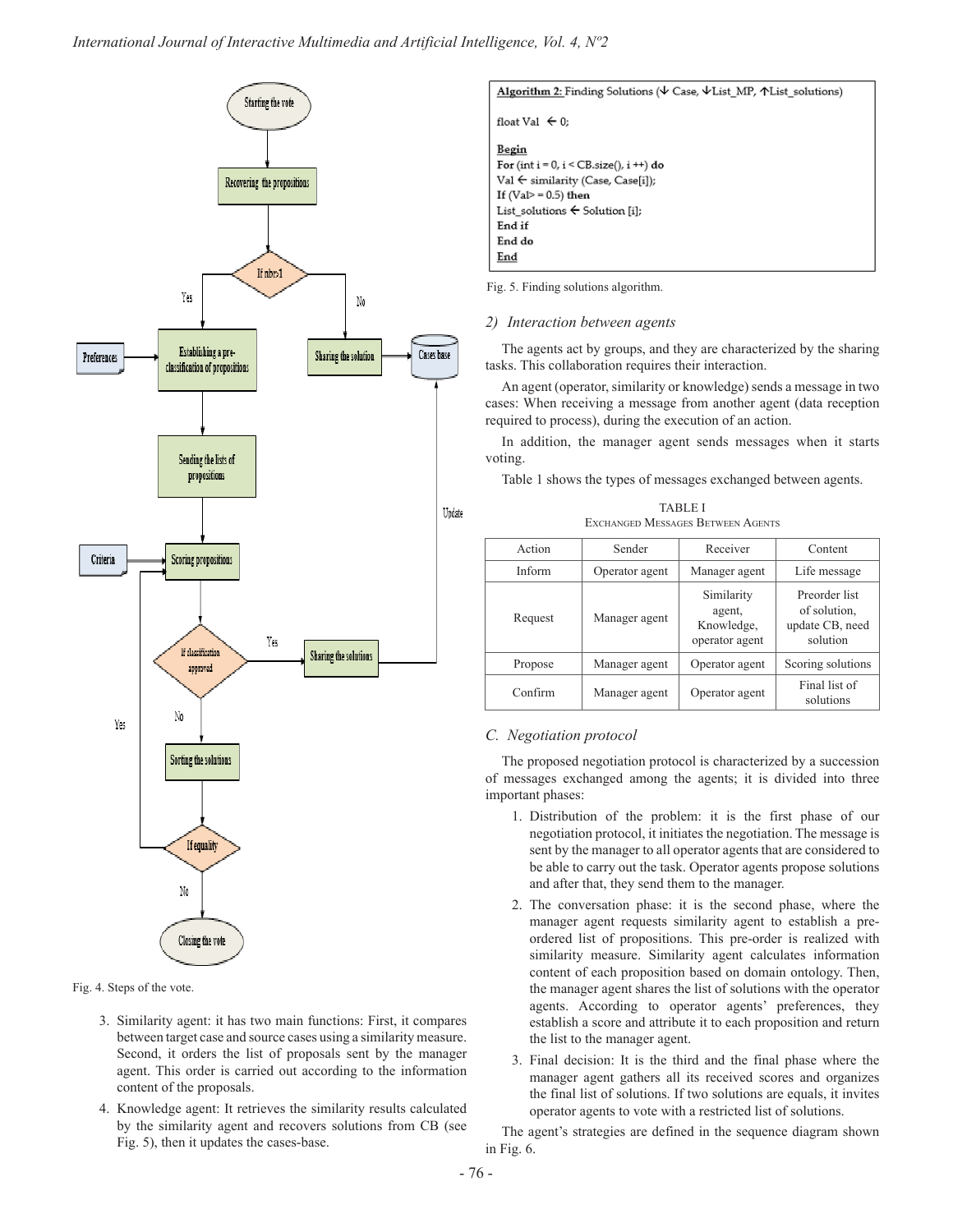Fig. 4. Steps of the vote.

3. Similarity agent: it has two main functions: First, it compares between target case and source cases using a similarity measure. Second, it orders the list of proposals sent by the manager agent. This order is carried out according to the information content of the proposals.
4. Knowledge agent: It retrieves the similarity results calculated by the similarity agent and recovers solutions from CB (see Fig. 5), then it updates the cases-base.

```
Algorithm 2: Finding Solutions (↓ Case, ↓List_MP, ↑List_solutions)

float Val ← 0;

Begin
For (int i = 0, i < CB.size(), i ++) do
Val ← similarity (Case, Case[i]);
If (Val> = 0.5) then
List_solutions ← Solution [i];
End if
End do
End
```

Fig. 5. Finding solutions algorithm.

### 2) *Interaction between agents*

The agents act by groups, and they are characterized by the sharing tasks. This collaboration requires their interaction.

An agent (operator, similarity or knowledge) sends a message in two cases: When receiving a message from another agent (data reception required to process), during the execution of an action.

In addition, the manager agent sends messages when it starts voting.

Table 1 shows the types of messages exchanged between agents.

TABLE I
Exchanged Messages Between Agents

| Action | Sender | Receiver | Content |
|---|---|---|---|
| Inform | Operator agent | Manager agent | Life message |
| Request | Manager agent | Similarity agent, Knowledge, operator agent | Preorder list of solution, update CB, need solution |
| Propose | Manager agent | Operator agent | Scoring solutions |
| Confirm | Manager agent | Operator agent | Final list of solutions |

## C. *Negotiation protocol*

The proposed negotiation protocol is characterized by a succession of messages exchanged among the agents; it is divided into three important phases:

1. Distribution of the problem: it is the first phase of our negotiation protocol, it initiates the negotiation. The message is sent by the manager to all operator agents that are considered to be able to carry out the task. Operator agents propose solutions and after that, they send them to the manager.
2. The conversation phase: it is the second phase, where the manager agent requests similarity agent to establish a pre-ordered list of propositions. This pre-order is realized with similarity measure. Similarity agent calculates information content of each proposition based on domain ontology. Then, the manager agent shares the list of solutions with the operator agents. According to operator agents' preferences, they establish a score and attribute it to each proposition and return the list to the manager agent.
3. Final decision: It is the third and the final phase where the manager agent gathers all its received scores and organizes the final list of solutions. If two solutions are equals, it invites operator agents to vote with a restricted list of solutions.

The agent's strategies are defined in the sequence diagram shown in Fig. 6.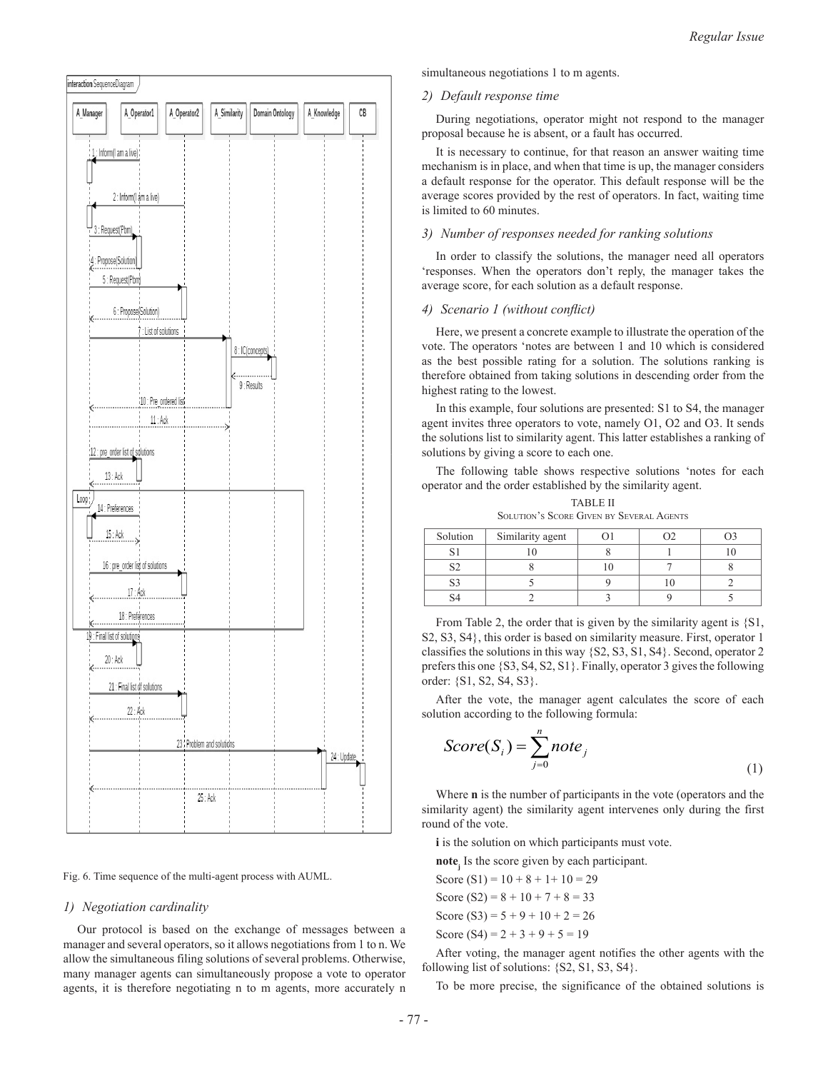Fig. 6. Time sequence of the multi-agent process with AUML.

### 1) Negotiation cardinality

Our protocol is based on the exchange of messages between a manager and several operators, so it allows negotiations from 1 to n. We allow the simultaneous filing solutions of several problems. Otherwise, many manager agents can simultaneously propose a vote to operator agents, it is therefore negotiating n to m agents, more accurately n simultaneous negotiations 1 to m agents.

### 2) Default response time

During negotiations, operator might not respond to the manager proposal because he is absent, or a fault has occurred.

It is necessary to continue, for that reason an answer waiting time mechanism is in place, and when that time is up, the manager considers a default response for the operator. This default response will be the average scores provided by the rest of operators. In fact, waiting time is limited to 60 minutes.

### 3) Number of responses needed for ranking solutions

In order to classify the solutions, the manager need all operators 'responses. When the operators don't reply, the manager takes the average score, for each solution as a default response.

### 4) Scenario 1 (without conflict)

Here, we present a concrete example to illustrate the operation of the vote. The operators 'notes are between 1 and 10 which is considered as the best possible rating for a solution. The solutions ranking is therefore obtained from taking solutions in descending order from the highest rating to the lowest.

In this example, four solutions are presented: S1 to S4, the manager agent invites three operators to vote, namely O1, O2 and O3. It sends the solutions list to similarity agent. This latter establishes a ranking of solutions by giving a score to each one.

The following table shows respective solutions 'notes for each operator and the order established by the similarity agent.

TABLE II
Solution's Score Given by Several Agents

| Solution | Similarity agent | O1 | O2 | O3 |
|---|---|---|---|---|
| S1 | 10 | 8 | 1 | 10 |
| S2 | 8 | 10 | 7 | 8 |
| S3 | 5 | 9 | 10 | 2 |
| S4 | 2 | 3 | 9 | 5 |

From Table 2, the order that is given by the similarity agent is {S1, S2, S3, S4}, this order is based on similarity measure. First, operator 1 classifies the solutions in this way {S2, S3, S1, S4}. Second, operator 2 prefers this one {S3, S4, S2, S1}. Finally, operator 3 gives the following order: {S1, S2, S4, S3}.

After the vote, the manager agent calculates the score of each solution according to the following formula:

$$Score(S_i) = \sum_{j=0}^{n} note_j \tag{1}$$

Where **n** is the number of participants in the vote (operators and the similarity agent) the similarity agent intervenes only during the first round of the vote.

**i** is the solution on which participants must vote.

**note**$_j$ Is the score given by each participant.

Score (S1) = 10 + 8 + 1+ 10 = 29

Score (S2) = 8 + 10 + 7 + 8 = 33

Score (S3) = 5 + 9 + 10 + 2 = 26

Score (S4) = 2 + 3 + 9 + 5 = 19

After voting, the manager agent notifies the other agents with the following list of solutions: {S2, S1, S3, S4}.

To be more precise, the significance of the obtained solutions is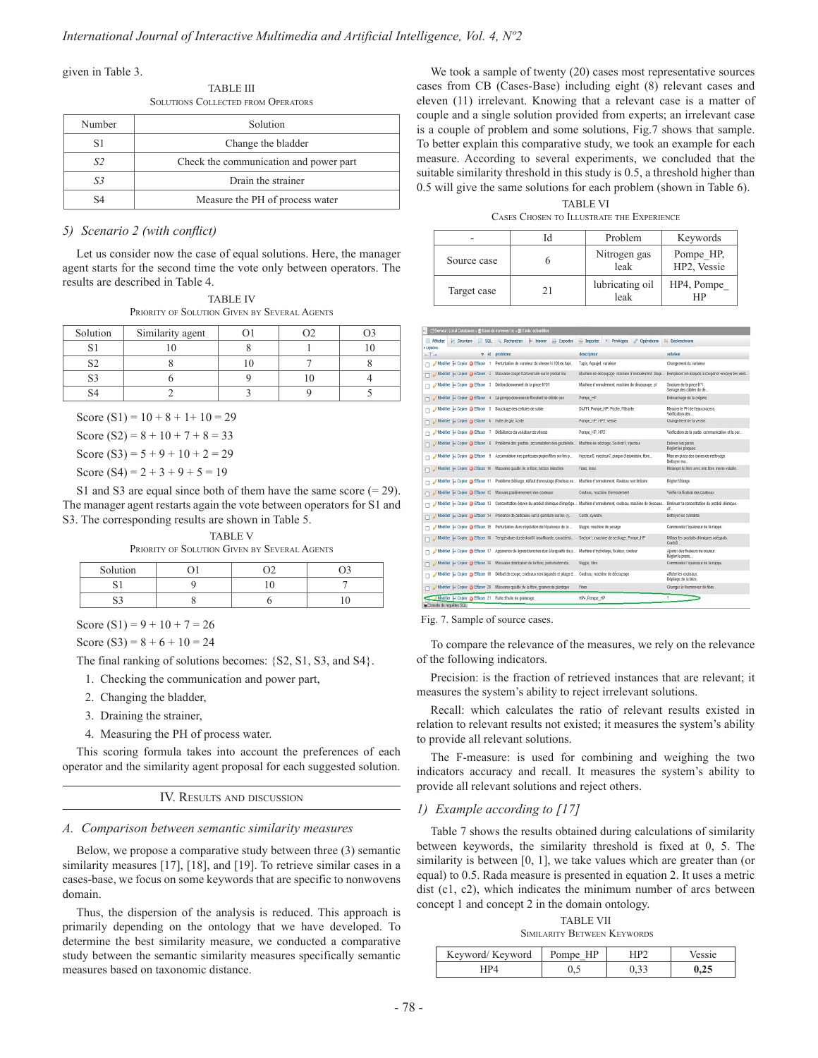given in Table 3.

TABLE III
Solutions Collected from Operators

| Number | Solution |
|---|---|
| S1 | Change the bladder |
| *S2* | Check the communication and power part |
| *S3* | Drain the strainer |
| S4 | Measure the PH of process water |

#### *5) Scenario 2 (with conflict)*

Let us consider now the case of equal solutions. Here, the manager agent starts for the second time the vote only between operators. The results are described in Table 4.

TABLE IV
Priority of Solution Given by Several Agents

| Solution | Similarity agent | O1 | O2 | O3 |
|---|---|---|---|---|
| S1 | 10 | 8 | 1 | 10 |
| S2 | 8 | 10 | 7 | 8 |
| S3 | 6 | 9 | 10 | 4 |
| S4 | 2 | 3 | 9 | 5 |

Score (S1) = 10 + 8 + 1+ 10 = 29

Score (S2) = 8 + 10 + 7 + 8 = 33

Score (S3) = 5 + 9 + 10 + 2 = 29

Score (S4) = 2 + 3 + 9 + 5 = 19

S1 and S3 are equal since both of them have the same score (= 29). The manager agent restarts again the vote between operators for S1 and S3. The corresponding results are shown in Table 5.

TABLE V
Priority of Solution Given by Several Agents

| Solution | O1 | O2 | O3 |
|---|---|---|---|
| S1 | 9 | 10 | 7 |
| S3 | 8 | 6 | 10 |

Score (S1) = 9 + 10 + 7 = 26

Score (S3) = 8 + 6 + 10 = 24

The final ranking of solutions becomes: {S2, S1, S3, and S4}.

1. Checking the communication and power part,
2. Changing the bladder,
3. Draining the strainer,
4. Measuring the PH of process water.

This scoring formula takes into account the preferences of each operator and the similarity agent proposal for each suggested solution.

## IV. Results and Discussion

### *A. Comparison between semantic similarity measures*

Below, we propose a comparative study between three (3) semantic similarity measures [17], [18], and [19]. To retrieve similar cases in a cases-base, we focus on some keywords that are specific to nonwovens domain.

Thus, the dispersion of the analysis is reduced. This approach is primarily depending on the ontology that we have developed. To determine the best similarity measure, we conducted a comparative study between the semantic similarity measures specifically semantic measures based on taxonomic distance.

We took a sample of twenty (20) cases most representative sources cases from CB (Cases-Base) including eight (8) relevant cases and eleven (11) irrelevant. Knowing that a relevant case is a matter of couple and a single solution provided from experts; an irrelevant case is a couple of problem and some solutions, Fig.7 shows that sample. To better explain this comparative study, we took an example for each measure. According to several experiments, we concluded that the suitable similarity threshold in this study is 0.5, a threshold higher than 0.5 will give the same solutions for each problem (shown in Table 6).

TABLE VI
Cases Chosen to Illustrate the Experience

| - | Id | Problem | Keywords |
|---|---|---|---|
| Source case | 6 | Nitrogen gas leak | Pompe_HP, HP2, Vessie |
| Target case | 21 | lubricating oil leak | HP4, Pompe_ HP |

Fig. 7. Sample of source cases.

To compare the relevance of the measures, we rely on the relevance of the following indicators.

Precision: is the fraction of retrieved instances that are relevant; it measures the system's ability to reject irrelevant solutions.

Recall: which calculates the ratio of relevant results existed in relation to relevant results not existed; it measures the system's ability to provide all relevant solutions.

The F-measure: is used for combining and weighing the two indicators accuracy and recall. It measures the system's ability to provide all relevant solutions and reject others.

#### *1) Example according to [17]*

Table 7 shows the results obtained during calculations of similarity between keywords, the similarity threshold is fixed at 0, 5. The similarity is between [0, 1], we take values which are greater than (or equal) to 0.5. Rada measure is presented in equation 2. It uses a metric dist (c1, c2), which indicates the minimum number of arcs between concept 1 and concept 2 in the domain ontology.

TABLE VII
Similarity Between Keywords

| Keyword/ Keyword | Pompe_HP | HP2 | Vessie |
|---|---|---|---|
| HP4 | 0,5 | 0,33 | **0,25** |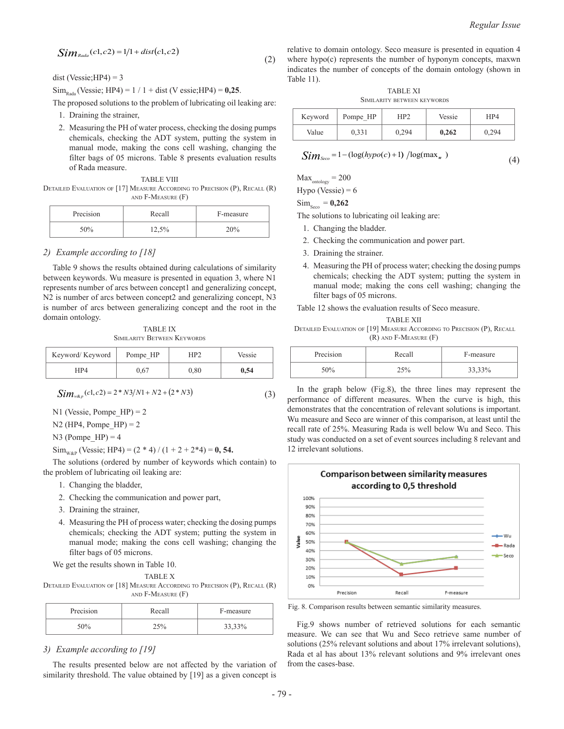$$Sim_{Rada}(c1,c2) = 1/1 + dist(c1,c2) \tag{2}$$

dist (Vessie;HP4) = 3

$Sim_{Rada}$ (Vessie; HP4) = 1 / 1 + dist (V essie;HP4) = **0,25**.

The proposed solutions to the problem of lubricating oil leaking are:

1. Draining the strainer,
2. Measuring the PH of water process, checking the dosing pumps chemicals, checking the ADT system, putting the system in manual mode, making the cons cell washing, changing the filter bags of 05 microns. Table 8 presents evaluation results of Rada measure.

TABLE VIII
Detailed Evaluation of [17] Measure According to Precision (P), Recall (R) and F-Measure (F)

| Precision | Recall | F-measure |
|---|---|---|
| 50% | 12,5% | 20% |

### 2) *Example according to [18]*

Table 9 shows the results obtained during calculations of similarity between keywords. Wu measure is presented in equation 3, where N1 represents number of arcs between concept1 and generalizing concept, N2 is number of arcs between concept2 and generalizing concept, N3 is number of arcs between generalizing concept and the root in the domain ontology.

TABLE IX
Similarity Between Keywords

| Keyword/ Keyword | Pompe_HP | HP2 | Vessie |
|---|---|---|---|
| HP4 | 0,67 | 0,80 | **0,54** |

$$Sim_{w\&p}(c1,c2) = 2 * N3/N1 + N2 + (2 * N3) \tag{3}$$

N1 (Vessie, Pompe_HP) = 2

N2 (HP4, Pompe_HP) = 2

N3 (Pompe_HP) = 4

$Sim_{W\&P}$ (Vessie; HP4) = (2 * 4) / (1 + 2 + 2*4) = **0, 54.**

The solutions (ordered by number of keywords which contain) to the problem of lubricating oil leaking are:

1. Changing the bladder,
2. Checking the communication and power part,
3. Draining the strainer,
4. Measuring the PH of process water; checking the dosing pumps chemicals; checking the ADT system; putting the system in manual mode; making the cons cell washing; changing the filter bags of 05 microns.

We get the results shown in Table 10.

TABLE X
Detailed Evaluation of [18] Measure According to Precision (P), Recall (R) and F-Measure (F)

| Precision | Recall | F-measure |
|---|---|---|
| 50% | 25% | 33,33% |

### 3) *Example according to [19]*

The results presented below are not affected by the variation of similarity threshold. The value obtained by [19] as a given concept is relative to domain ontology. Seco measure is presented in equation 4 where hypo(c) represents the number of hyponym concepts, maxwn indicates the number of concepts of the domain ontology (shown in Table 11).

TABLE XI
Similarity between keywords

| Keyword | Pompe_HP | HP2 | Vessie | HP4 |
|---|---|---|---|---|
| Value | 0,331 | 0,294 | **0,262** | 0,294 |

$$Sim_{Seco} = 1 - (\log(hypo(c)+1) \;/\log(\max_{w}\;) \tag{4}$$

$Max_{ontology}$ = 200

Hypo (Vessie) = 6

$Sim_{Seco}$ = **0,262**

The solutions to lubricating oil leaking are:

1. Changing the bladder.
2. Checking the communication and power part.
3. Draining the strainer.
4. Measuring the PH of process water; checking the dosing pumps chemicals; checking the ADT system; putting the system in manual mode; making the cons cell washing; changing the filter bags of 05 microns.

Table 12 shows the evaluation results of Seco measure.

TABLE XII
Detailed Evaluation of [19] Measure According to Precision (P), Recall (R) and F-Measure (F)

| Precision | Recall | F-measure |
|---|---|---|
| 50% | 25% | 33,33% |

In the graph below (Fig.8), the three lines may represent the performance of different measures. When the curve is high, this demonstrates that the concentration of relevant solutions is important. Wu measure and Seco are winner of this comparison, at least until the recall rate of 25%. Measuring Rada is well below Wu and Seco. This study was conducted on a set of event sources including 8 relevant and 12 irrelevant solutions.

Fig. 8. Comparison results between semantic similarity measures.

Fig.9 shows number of retrieved solutions for each semantic measure. We can see that Wu and Seco retrieve same number of solutions (25% relevant solutions and about 17% irrelevant solutions), Rada et al has about 13% relevant solutions and 9% irrelevant ones from the cases-base.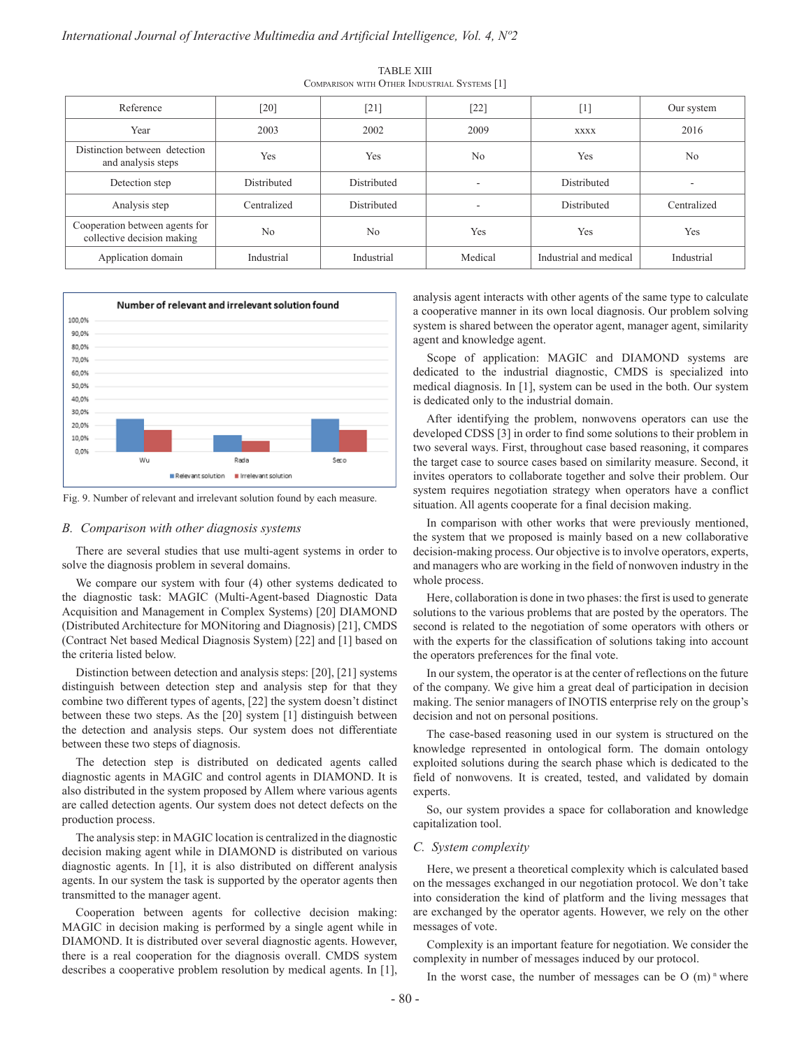TABLE XIII
Comparison with Other Industrial Systems [1]

| Reference | [20] | [21] | [22] | [1] | Our system |
|---|---|---|---|---|---|
| Year | 2003 | 2002 | 2009 | xxxx | 2016 |
| Distinction between detection and analysis steps | Yes | Yes | No | Yes | No |
| Detection step | Distributed | Distributed | - | Distributed | - |
| Analysis step | Centralized | Distributed | - | Distributed | Centralized |
| Cooperation between agents for collective decision making | No | No | Yes | Yes | Yes |
| Application domain | Industrial | Industrial | Medical | Industrial and medical | Industrial |

Fig. 9. Number of relevant and irrelevant solution found by each measure.

### B. Comparison with other diagnosis systems

There are several studies that use multi-agent systems in order to solve the diagnosis problem in several domains.

We compare our system with four (4) other systems dedicated to the diagnostic task: MAGIC (Multi-Agent-based Diagnostic Data Acquisition and Management in Complex Systems) [20] DIAMOND (Distributed Architecture for MONitoring and Diagnosis) [21], CMDS (Contract Net based Medical Diagnosis System) [22] and [1] based on the criteria listed below.

Distinction between detection and analysis steps: [20], [21] systems distinguish between detection step and analysis step for that they combine two different types of agents, [22] the system doesn't distinct between these two steps. As the [20] system [1] distinguish between the detection and analysis steps. Our system does not differentiate between these two steps of diagnosis.

The detection step is distributed on dedicated agents called diagnostic agents in MAGIC and control agents in DIAMOND. It is also distributed in the system proposed by Allem where various agents are called detection agents. Our system does not detect defects on the production process.

The analysis step: in MAGIC location is centralized in the diagnostic decision making agent while in DIAMOND is distributed on various diagnostic agents. In [1], it is also distributed on different analysis agents. In our system the task is supported by the operator agents then transmitted to the manager agent.

Cooperation between agents for collective decision making: MAGIC in decision making is performed by a single agent while in DIAMOND. It is distributed over several diagnostic agents. However, there is a real cooperation for the diagnosis overall. CMDS system describes a cooperative problem resolution by medical agents. In [1], analysis agent interacts with other agents of the same type to calculate a cooperative manner in its own local diagnosis. Our problem solving system is shared between the operator agent, manager agent, similarity agent and knowledge agent.

Scope of application: MAGIC and DIAMOND systems are dedicated to the industrial diagnostic, CMDS is specialized into medical diagnosis. In [1], system can be used in the both. Our system is dedicated only to the industrial domain.

After identifying the problem, nonwovens operators can use the developed CDSS [3] in order to find some solutions to their problem in two several ways. First, throughout case based reasoning, it compares the target case to source cases based on similarity measure. Second, it invites operators to collaborate together and solve their problem. Our system requires negotiation strategy when operators have a conflict situation. All agents cooperate for a final decision making.

In comparison with other works that were previously mentioned, the system that we proposed is mainly based on a new collaborative decision-making process. Our objective is to involve operators, experts, and managers who are working in the field of nonwoven industry in the whole process.

Here, collaboration is done in two phases: the first is used to generate solutions to the various problems that are posted by the operators. The second is related to the negotiation of some operators with others or with the experts for the classification of solutions taking into account the operators preferences for the final vote.

In our system, the operator is at the center of reflections on the future of the company. We give him a great deal of participation in decision making. The senior managers of INOTIS enterprise rely on the group's decision and not on personal positions.

The case-based reasoning used in our system is structured on the knowledge represented in ontological form. The domain ontology exploited solutions during the search phase which is dedicated to the field of nonwovens. It is created, tested, and validated by domain experts.

So, our system provides a space for collaboration and knowledge capitalization tool.

### C. System complexity

Here, we present a theoretical complexity which is calculated based on the messages exchanged in our negotiation protocol. We don't take into consideration the kind of platform and the living messages that are exchanged by the operator agents. However, we rely on the other messages of vote.

Complexity is an important feature for negotiation. We consider the complexity in number of messages induced by our protocol.

In the worst case, the number of messages can be $O(m)^n$ where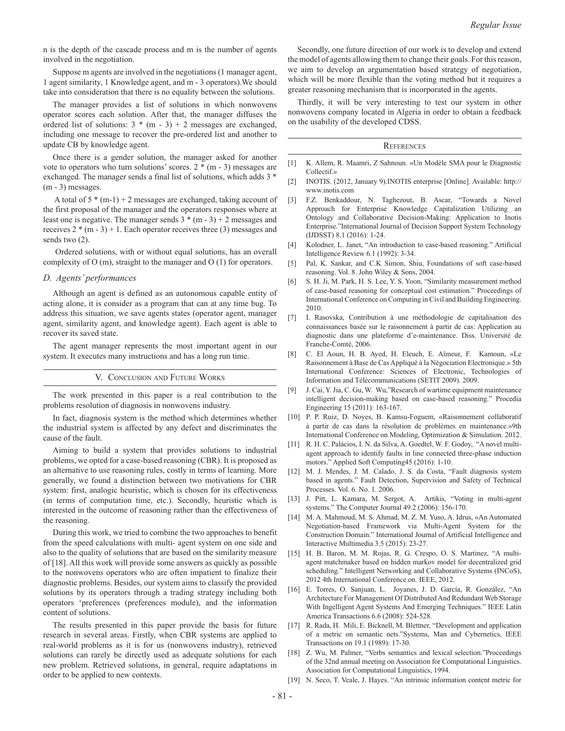n is the depth of the cascade process and m is the number of agents involved in the negotiation.

Suppose m agents are involved in the negotiations (1 manager agent, 1 agent similarity, 1 Knowledge agent, and m - 3 operators).We should take into consideration that there is no equality between the solutions.

The manager provides a list of solutions in which nonwovens operator scores each solution. After that, the manager diffuses the ordered list of solutions: $3 * (m - 3) + 2$ messages are exchanged, including one message to recover the pre-ordered list and another to update CB by knowledge agent.

Once there is a gender solution, the manager asked for another vote to operators who turn solutions' scores. $2 * (m - 3)$ messages are exchanged. The manager sends a final list of solutions, which adds $3 * (m - 3)$ messages.

A total of $5 * (m-1) + 2$ messages are exchanged, taking account of the first proposal of the manager and the operators responses where at least one is negative. The manager sends $3 * (m - 3) + 2$ messages and receives $2 * (m - 3) + 1$. Each operator receives three (3) messages and sends two (2).

Ordered solutions, with or without equal solutions, has an overall complexity of O (m), straight to the manager and O (1) for operators.

### D. Agents' performances

Although an agent is defined as an autonomous capable entity of acting alone, it is consider as a program that can at any time bug. To address this situation, we save agents states (operator agent, manager agent, similarity agent, and knowledge agent). Each agent is able to recover its saved state.

The agent manager represents the most important agent in our system. It executes many instructions and has a long run time.

## V. Conclusion and Future Works

The work presented in this paper is a real contribution to the problems resolution of diagnosis in nonwovens industry.

In fact, diagnosis system is the method which determines whether the industrial system is affected by any defect and discriminates the cause of the fault.

Aiming to build a system that provides solutions to industrial problems, we opted for a case-based reasoning (CBR). It is proposed as an alternative to use reasoning rules, costly in terms of learning. More generally, we found a distinction between two motivations for CBR system: first, analogic heuristic, which is chosen for its effectiveness (in terms of computation time, etc.). Secondly, heuristic which is interested in the outcome of reasoning rather than the effectiveness of the reasoning.

During this work, we tried to combine the two approaches to benefit from the speed calculations with multi- agent system on one side and also to the quality of solutions that are based on the similarity measure of [18]. All this work will provide some answers as quickly as possible to the nonwovens operators who are often impatient to finalize their diagnostic problems. Besides, our system aims to classify the provided solutions by its operators through a trading strategy including both operators 'preferences (preferences module), and the information content of solutions.

The results presented in this paper provide the basis for future research in several areas. Firstly, when CBR systems are applied to real-world problems as it is for us (nonwovens industry), retrieved solutions can rarely be directly used as adequate solutions for each new problem. Retrieved solutions, in general, require adaptations in order to be applied to new contexts.

Secondly, one future direction of our work is to develop and extend the model of agents allowing them to change their goals. For this reason, we aim to develop an argumentation based strategy of negotiation, which will be more flexible than the voting method but it requires a greater reasoning mechanism that is incorporated in the agents.

Thirdly, it will be very interesting to test our system in other nonwovens company located in Algeria in order to obtain a feedback on the usability of the developed CDSS.

## References

[1] K. Allem, R. Maamri, Z Sahnoun. «Un Modèle SMA pour le Diagnostic Collectif.»

[2] INOTIS. (2012, January 9).INOTIS enterprise [Online]. Available: http://www.inotis.com

[3] F.Z. Benkaddour, N. Taghezout, B. Ascar, "Towards a Novel Approach for Enterprise Knowledge Capitalization Utilizing an Ontology and Collaborative Decision-Making: Application to Inotis Enterprise."International Journal of Decision Support System Technology (IJDSST) 8.1 (2016): 1-24.

[4] Kolodner, L. Janet, "An introduction to case-based reasoning." Artificial Intelligence Review 6.1 (1992): 3-34.

[5] Pal, K. Sankar, and C.K Simon, Shiu, Foundations of soft case-based reasoning. Vol. 8. John Wiley & Sons, 2004.

[6] S. H. Ji, M. Park, H. S. Lee, Y. S. Yoon, "Similarity measurement method of case-based reasoning for conceptual cost estimation." Proceedings of International Conference on Computing in Civil and Building Engineering. 2010.

[7] I. Rasovska, Contribution à une méthodologie de capitalisation des connaissances basée sur le raisonnement à partir de cas: Application au diagnostic dans une plateforme d'e-maintenance. Diss. Université de Franche-Comté, 2006.

[8] C. El Aoun, H. B. Ayed, H. Eleuch, E. Aïmeur, F. Kamoun, «Le Raisonnement à Base de Cas Appliqué à la Négociation Electronique.» 5th International Conference: Sciences of Electronic, Technologies of Information and Télécommunications (SETIT 2009). 2009.

[9] J. Cai, Y. Jia, C. Gu, W. Wu,"Research of wartime equipment maintenance intelligent decision-making based on case-based reasoning." Procedia Engineering 15 (2011): 163-167.

[10] P. P. Ruiz, D. Noyes, B. Kamsu-Foguem, «Raisonnement collaboratif à partir de cas dans la résolution de problèmes en maintenance.»9th International Conference on Modeling, Optimization & Simulation. 2012.

[11] R. H. C. Palácios, I. N. da Silva, A. Goedtel, W. F. Godoy, "A novel multi-agent approach to identify faults in line connected three-phase induction motors." Applied Soft Computing45 (2016): 1-10.

[12] M. J. Mendes, J. M. Calado, J. S. da Costa, "Fault diagnosis system based in agents." Fault Detection, Supervision and Safety of Technical Processes. Vol. 6. No. 1. 2006.

[13] J. Pitt, L. Kamara, M. Sergot, A. Artikis, "Voting in multi-agent systems." The Computer Journal 49.2 (2006): 156-170.

[14] M. A. Mahmoud, M. S. Ahmad, M. Z. M. Yuso, A. Idrus, «An Automated Negotiation-based Framework via Multi-Agent System for the Construction Domain." International Journal of Artificial Intelligence and Interactive Multimedia 3.5 (2015): 23-27.

[15] H. B. Baron, M. M. Rojas, R. G. Crespo, O. S. Martinez, "A multi-agent matchmaker based on hidden markov model for decentralized grid scheduling." Intelligent Networking and Collaborative Systems (INCoS), 2012 4th International Conference on. IEEE, 2012.

[16] E. Torres, O. Sanjuan, L. Joyanes, J. D. García, R. González, "An Architecture For Management Of Distributed And Redundant Web Storage With Ingelligent Agent Systems And Emerging Techniques." IEEE Latin America Transactions 6.6 (2008): 524-528.

[17] R. Rada, H. Mili, E. Bicknell, M. Blettner, "Development and application of a metric on semantic nets."Systems, Man and Cybernetics, IEEE Transactions on 19.1 (1989): 17-30.

[18] Z. Wu, M. Palmer, "Verbs semantics and lexical selection."Proceedings of the 32nd annual meeting on Association for Computational Linguistics. Association for Computational Linguistics, 1994.

[19] N. Seco, T. Veale, J. Hayes. "An intrinsic information content metric for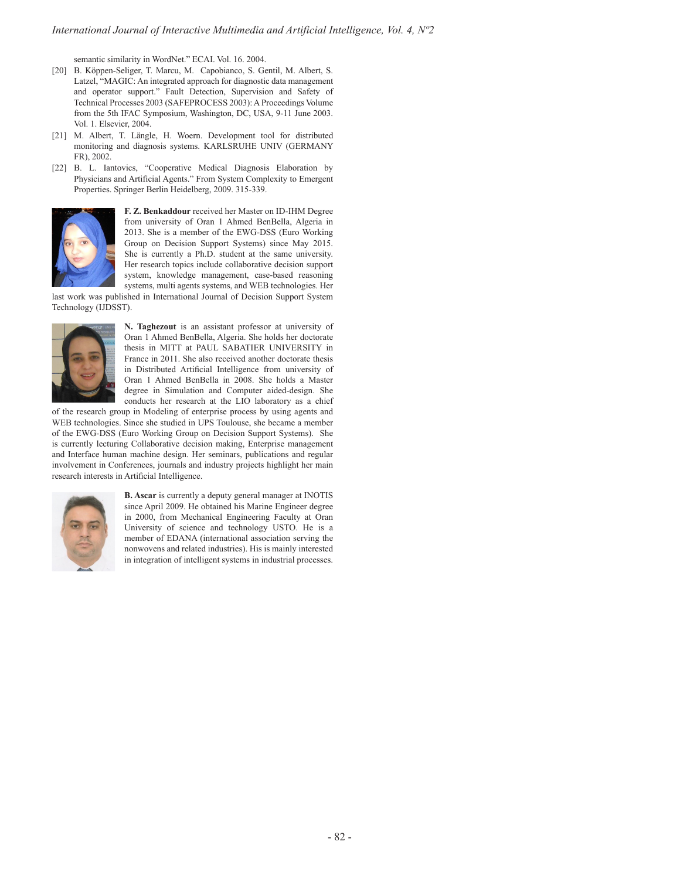semantic similarity in WordNet." ECAI. Vol. 16. 2004.

[20] B. Köppen-Seliger, T. Marcu, M. Capobianco, S. Gentil, M. Albert, S. Latzel, "MAGIC: An integrated approach for diagnostic data management and operator support." Fault Detection, Supervision and Safety of Technical Processes 2003 (SAFEPROCESS 2003): A Proceedings Volume from the 5th IFAC Symposium, Washington, DC, USA, 9-11 June 2003. Vol. 1. Elsevier, 2004.

[21] M. Albert, T. Längle, H. Woern. Development tool for distributed monitoring and diagnosis systems. KARLSRUHE UNIV (GERMANY FR), 2002.

[22] B. L. Iantovics, "Cooperative Medical Diagnosis Elaboration by Physicians and Artificial Agents." From System Complexity to Emergent Properties. Springer Berlin Heidelberg, 2009. 315-339.

**F. Z. Benkaddour** received her Master on ID-IHM Degree from university of Oran 1 Ahmed BenBella, Algeria in 2013. She is a member of the EWG-DSS (Euro Working Group on Decision Support Systems) since May 2015. She is currently a Ph.D. student at the same university. Her research topics include collaborative decision support system, knowledge management, case-based reasoning systems, multi agents systems, and WEB technologies. Her last work was published in International Journal of Decision Support System Technology (IJDSST).

**N. Taghezout** is an assistant professor at university of Oran 1 Ahmed BenBella, Algeria. She holds her doctorate thesis in MITT at PAUL SABATIER UNIVERSITY in France in 2011. She also received another doctorate thesis in Distributed Artificial Intelligence from university of Oran 1 Ahmed BenBella in 2008. She holds a Master degree in Simulation and Computer aided-design. She conducts her research at the LIO laboratory as a chief of the research group in Modeling of enterprise process by using agents and WEB technologies. Since she studied in UPS Toulouse, she became a member of the EWG-DSS (Euro Working Group on Decision Support Systems). She is currently lecturing Collaborative decision making, Enterprise management and Interface human machine design. Her seminars, publications and regular involvement in Conferences, journals and industry projects highlight her main research interests in Artificial Intelligence.

**B. Ascar** is currently a deputy general manager at INOTIS since April 2009. He obtained his Marine Engineer degree in 2000, from Mechanical Engineering Faculty at Oran University of science and technology USTO. He is a member of EDANA (international association serving the nonwovens and related industries). His is mainly interested in integration of intelligent systems in industrial processes.